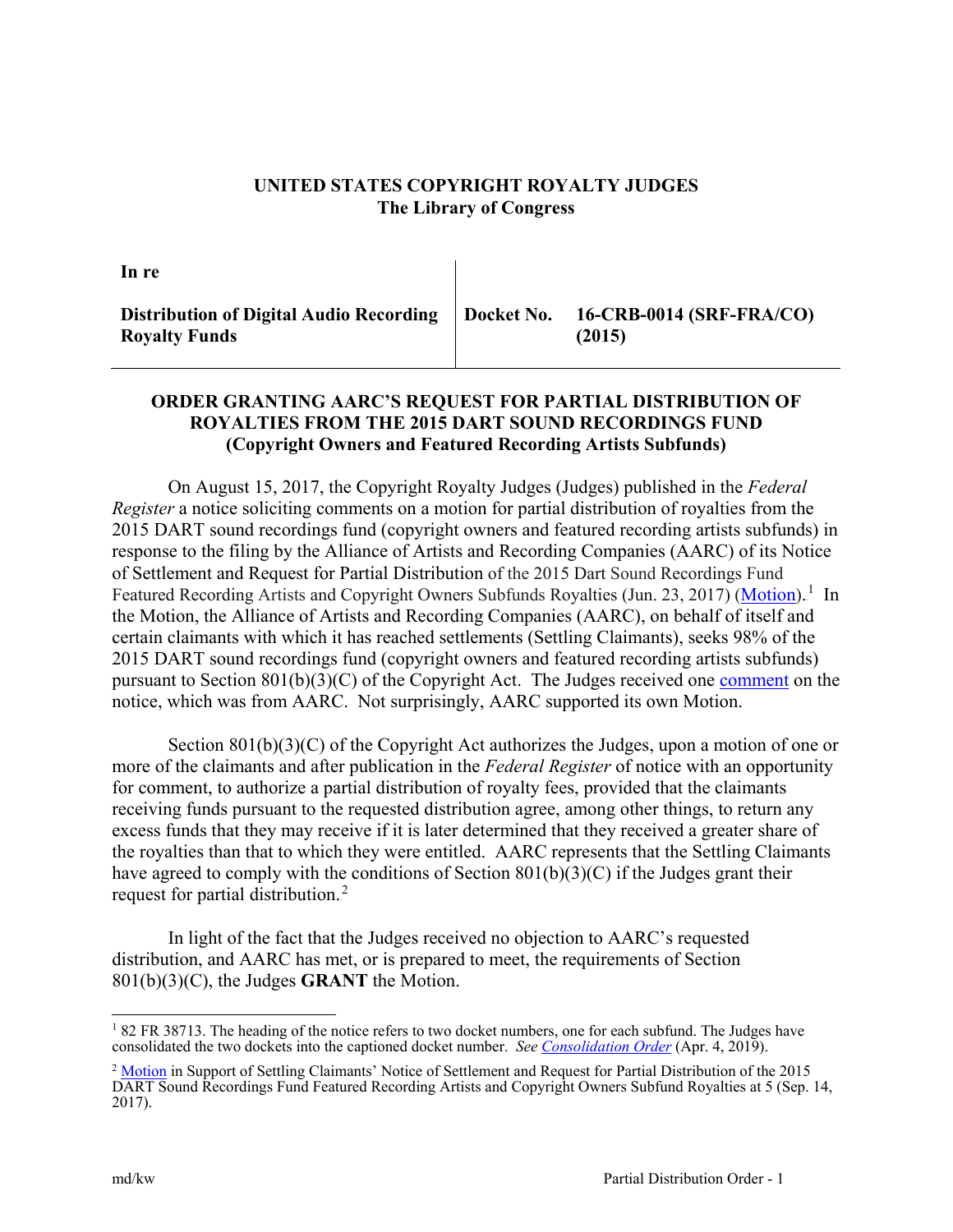**UNITED STATES COPYRIGHT ROYALTY JUDGES**
**The Library of Congress**

| In re | |
|---|---|
| **Distribution of Digital Audio Recording Royalty Funds** | **Docket No. 16-CRB-0014 (SRF-FRA/CO) (2015)** |

## ORDER GRANTING AARC'S REQUEST FOR PARTIAL DISTRIBUTION OF ROYALTIES FROM THE 2015 DART SOUND RECORDINGS FUND (Copyright Owners and Featured Recording Artists Subfunds)

On August 15, 2017, the Copyright Royalty Judges (Judges) published in the *Federal Register* a notice soliciting comments on a motion for partial distribution of royalties from the 2015 DART sound recordings fund (copyright owners and featured recording artists subfunds) in response to the filing by the Alliance of Artists and Recording Companies (AARC) of its Notice of Settlement and Request for Partial Distribution of the 2015 Dart Sound Recordings Fund Featured Recording Artists and Copyright Owners Subfunds Royalties (Jun. 23, 2017) (Motion).[1] In the Motion, the Alliance of Artists and Recording Companies (AARC), on behalf of itself and certain claimants with which it has reached settlements (Settling Claimants), seeks 98% of the 2015 DART sound recordings fund (copyright owners and featured recording artists subfunds) pursuant to Section 801(b)(3)(C) of the Copyright Act. The Judges received one comment on the notice, which was from AARC. Not surprisingly, AARC supported its own Motion.

Section 801(b)(3)(C) of the Copyright Act authorizes the Judges, upon a motion of one or more of the claimants and after publication in the *Federal Register* of notice with an opportunity for comment, to authorize a partial distribution of royalty fees, provided that the claimants receiving funds pursuant to the requested distribution agree, among other things, to return any excess funds that they may receive if it is later determined that they received a greater share of the royalties than that to which they were entitled. AARC represents that the Settling Claimants have agreed to comply with the conditions of Section 801(b)(3)(C) if the Judges grant their request for partial distribution.[2]

In light of the fact that the Judges received no objection to AARC's requested distribution, and AARC has met, or is prepared to meet, the requirements of Section 801(b)(3)(C), the Judges **GRANT** the Motion.

---

[1] 82 FR 38713. The heading of the notice refers to two docket numbers, one for each subfund. The Judges have consolidated the two dockets into the captioned docket number. *See Consolidation Order* (Apr. 4, 2019).

[2] Motion in Support of Settling Claimants' Notice of Settlement and Request for Partial Distribution of the 2015 DART Sound Recordings Fund Featured Recording Artists and Copyright Owners Subfund Royalties at 5 (Sep. 14, 2017).

md/kw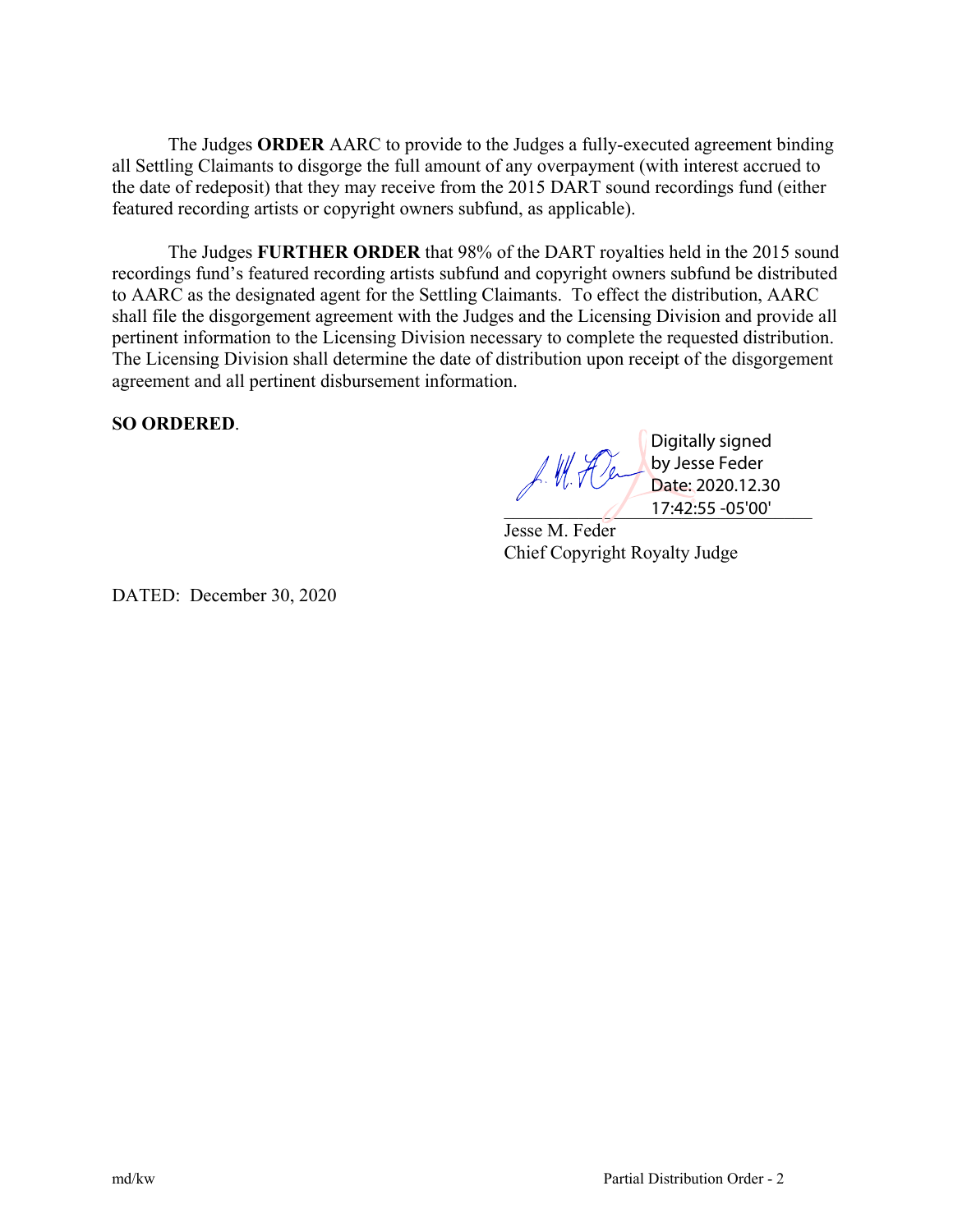The Judges **ORDER** AARC to provide to the Judges a fully-executed agreement binding all Settling Claimants to disgorge the full amount of any overpayment (with interest accrued to the date of redeposit) that they may receive from the 2015 DART sound recordings fund (either featured recording artists or copyright owners subfund, as applicable).

The Judges **FURTHER ORDER** that 98% of the DART royalties held in the 2015 sound recordings fund's featured recording artists subfund and copyright owners subfund be distributed to AARC as the designated agent for the Settling Claimants. To effect the distribution, AARC shall file the disgorgement agreement with the Judges and the Licensing Division and provide all pertinent information to the Licensing Division necessary to complete the requested distribution. The Licensing Division shall determine the date of distribution upon receipt of the disgorgement agreement and all pertinent disbursement information.

**SO ORDERED**.

Digitally signed by Jesse Feder
Date: 2020.12.30 17:42:55 -05'00'

Jesse M. Feder
Chief Copyright Royalty Judge

DATED: December 30, 2020

md/kw

Partial Distribution Order - 2